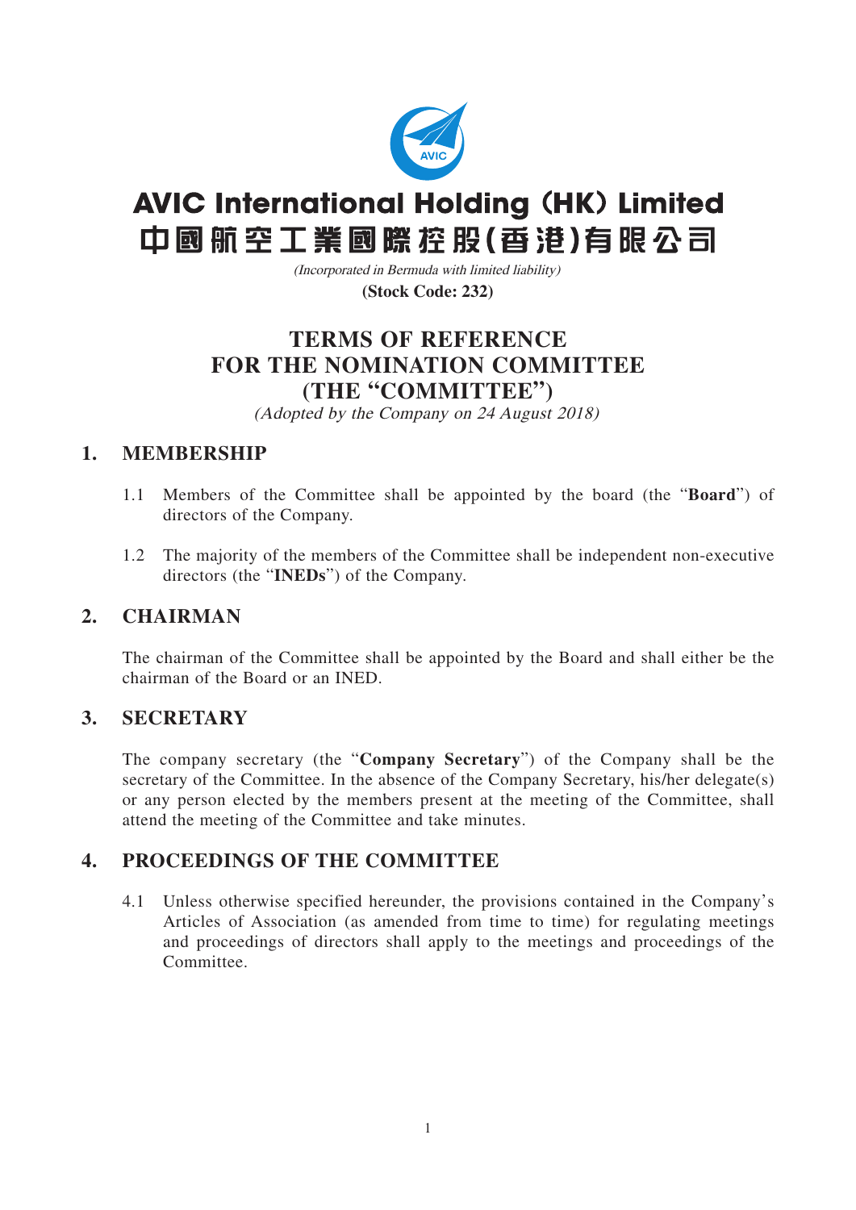# AVIC International Holding (HK) Limited
# 中國航空工業國際控股(香港)有限公司

*(Incorporated in Bermuda with limited liability)*

**(Stock Code: 232)**

## TERMS OF REFERENCE FOR THE NOMINATION COMMITTEE (THE "COMMITTEE")

*(Adopted by the Company on 24 August 2018)*

## 1. MEMBERSHIP

1.1 Members of the Committee shall be appointed by the board (the "**Board**") of directors of the Company.

1.2 The majority of the members of the Committee shall be independent non-executive directors (the "**INEDs**") of the Company.

## 2. CHAIRMAN

The chairman of the Committee shall be appointed by the Board and shall either be the chairman of the Board or an INED.

## 3. SECRETARY

The company secretary (the "**Company Secretary**") of the Company shall be the secretary of the Committee. In the absence of the Company Secretary, his/her delegate(s) or any person elected by the members present at the meeting of the Committee, shall attend the meeting of the Committee and take minutes.

## 4. PROCEEDINGS OF THE COMMITTEE

4.1 Unless otherwise specified hereunder, the provisions contained in the Company's Articles of Association (as amended from time to time) for regulating meetings and proceedings of directors shall apply to the meetings and proceedings of the Committee.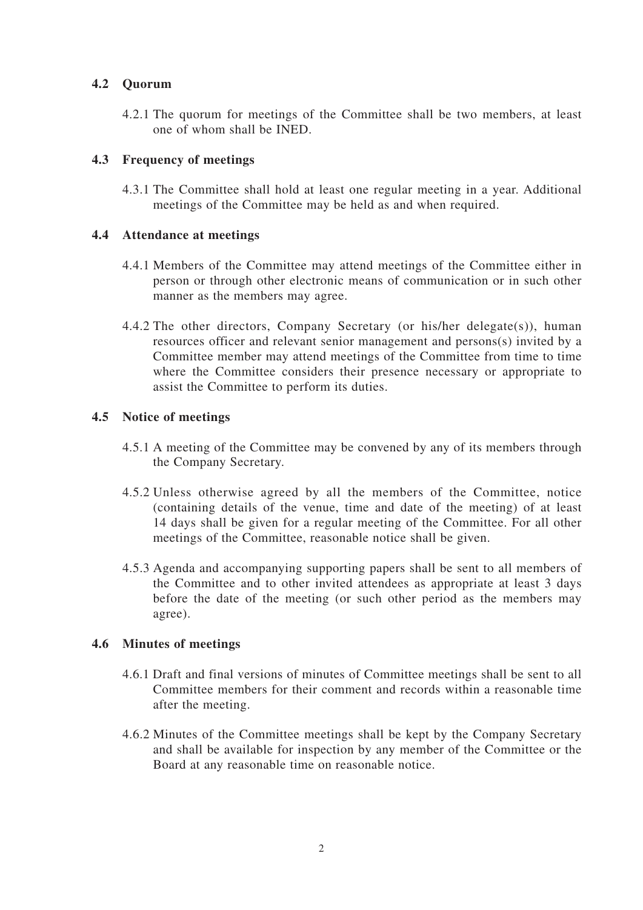### 4.2 Quorum

4.2.1 The quorum for meetings of the Committee shall be two members, at least one of whom shall be INED.

### 4.3 Frequency of meetings

4.3.1 The Committee shall hold at least one regular meeting in a year. Additional meetings of the Committee may be held as and when required.

### 4.4 Attendance at meetings

4.4.1 Members of the Committee may attend meetings of the Committee either in person or through other electronic means of communication or in such other manner as the members may agree.

4.4.2 The other directors, Company Secretary (or his/her delegate(s)), human resources officer and relevant senior management and persons(s) invited by a Committee member may attend meetings of the Committee from time to time where the Committee considers their presence necessary or appropriate to assist the Committee to perform its duties.

### 4.5 Notice of meetings

4.5.1 A meeting of the Committee may be convened by any of its members through the Company Secretary.

4.5.2 Unless otherwise agreed by all the members of the Committee, notice (containing details of the venue, time and date of the meeting) of at least 14 days shall be given for a regular meeting of the Committee. For all other meetings of the Committee, reasonable notice shall be given.

4.5.3 Agenda and accompanying supporting papers shall be sent to all members of the Committee and to other invited attendees as appropriate at least 3 days before the date of the meeting (or such other period as the members may agree).

### 4.6 Minutes of meetings

4.6.1 Draft and final versions of minutes of Committee meetings shall be sent to all Committee members for their comment and records within a reasonable time after the meeting.

4.6.2 Minutes of the Committee meetings shall be kept by the Company Secretary and shall be available for inspection by any member of the Committee or the Board at any reasonable time on reasonable notice.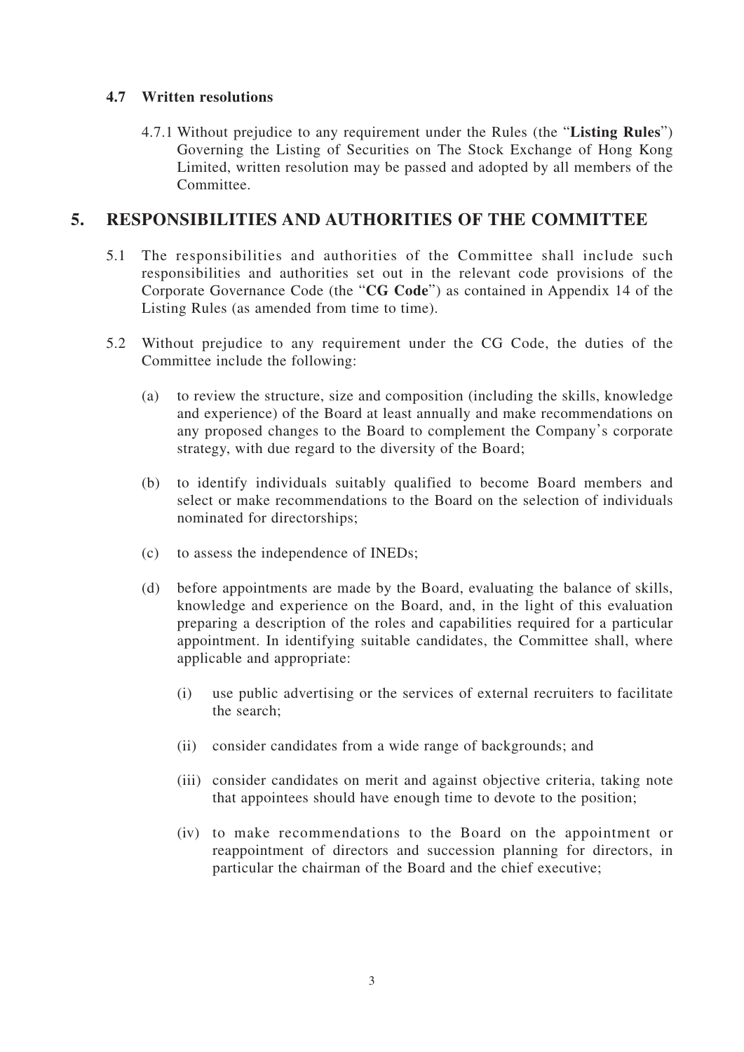### 4.7 Written resolutions

4.7.1 Without prejudice to any requirement under the Rules (the "**Listing Rules**") Governing the Listing of Securities on The Stock Exchange of Hong Kong Limited, written resolution may be passed and adopted by all members of the Committee.

## 5. RESPONSIBILITIES AND AUTHORITIES OF THE COMMITTEE

5.1 The responsibilities and authorities of the Committee shall include such responsibilities and authorities set out in the relevant code provisions of the Corporate Governance Code (the "**CG Code**") as contained in Appendix 14 of the Listing Rules (as amended from time to time).

5.2 Without prejudice to any requirement under the CG Code, the duties of the Committee include the following:

(a) to review the structure, size and composition (including the skills, knowledge and experience) of the Board at least annually and make recommendations on any proposed changes to the Board to complement the Company's corporate strategy, with due regard to the diversity of the Board;

(b) to identify individuals suitably qualified to become Board members and select or make recommendations to the Board on the selection of individuals nominated for directorships;

(c) to assess the independence of INEDs;

(d) before appointments are made by the Board, evaluating the balance of skills, knowledge and experience on the Board, and, in the light of this evaluation preparing a description of the roles and capabilities required for a particular appointment. In identifying suitable candidates, the Committee shall, where applicable and appropriate:

(i) use public advertising or the services of external recruiters to facilitate the search;

(ii) consider candidates from a wide range of backgrounds; and

(iii) consider candidates on merit and against objective criteria, taking note that appointees should have enough time to devote to the position;

(iv) to make recommendations to the Board on the appointment or reappointment of directors and succession planning for directors, in particular the chairman of the Board and the chief executive;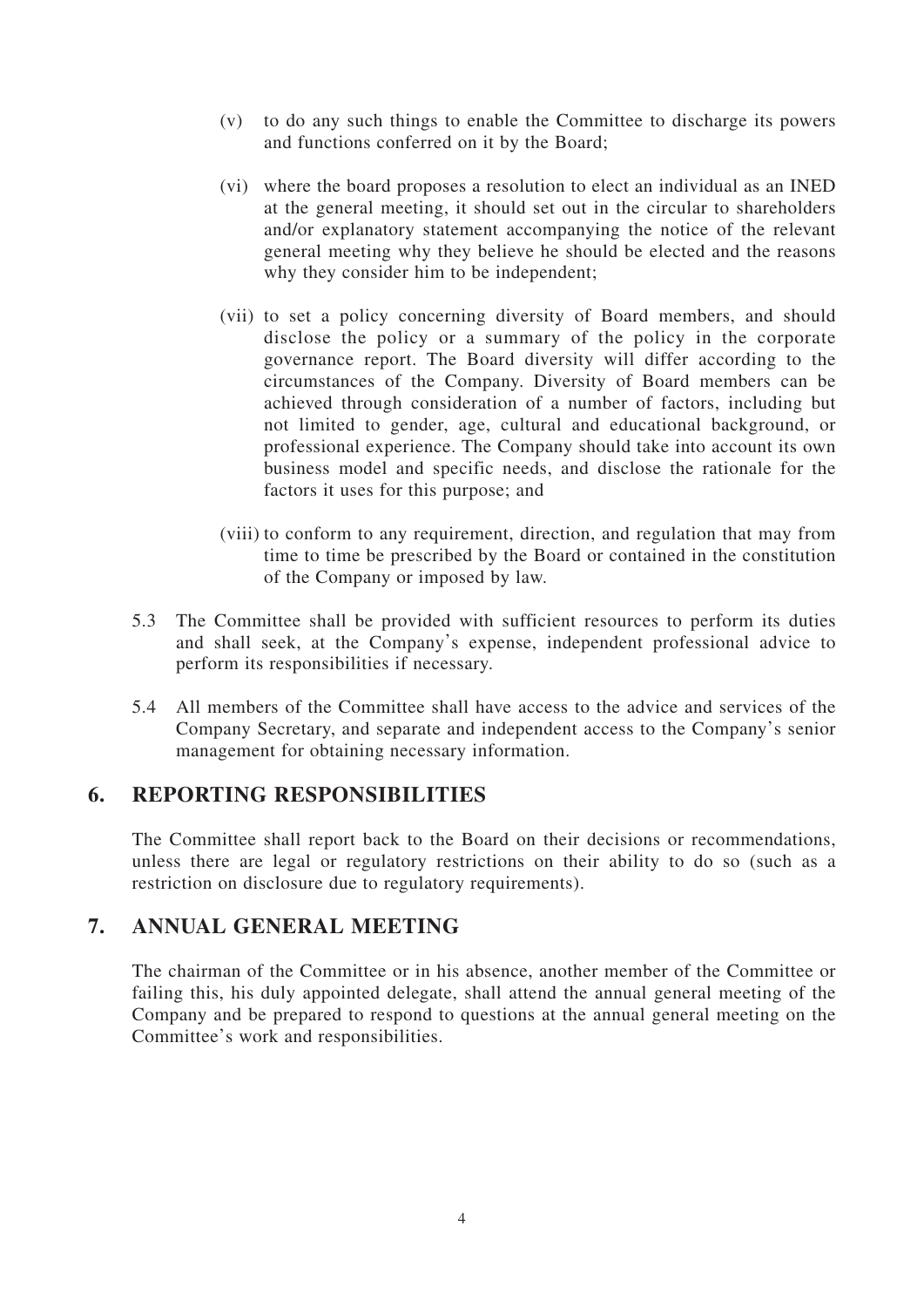(v) to do any such things to enable the Committee to discharge its powers and functions conferred on it by the Board;

(vi) where the board proposes a resolution to elect an individual as an INED at the general meeting, it should set out in the circular to shareholders and/or explanatory statement accompanying the notice of the relevant general meeting why they believe he should be elected and the reasons why they consider him to be independent;

(vii) to set a policy concerning diversity of Board members, and should disclose the policy or a summary of the policy in the corporate governance report. The Board diversity will differ according to the circumstances of the Company. Diversity of Board members can be achieved through consideration of a number of factors, including but not limited to gender, age, cultural and educational background, or professional experience. The Company should take into account its own business model and specific needs, and disclose the rationale for the factors it uses for this purpose; and

(viii) to conform to any requirement, direction, and regulation that may from time to time be prescribed by the Board or contained in the constitution of the Company or imposed by law.

5.3 The Committee shall be provided with sufficient resources to perform its duties and shall seek, at the Company's expense, independent professional advice to perform its responsibilities if necessary.

5.4 All members of the Committee shall have access to the advice and services of the Company Secretary, and separate and independent access to the Company's senior management for obtaining necessary information.

## 6. REPORTING RESPONSIBILITIES

The Committee shall report back to the Board on their decisions or recommendations, unless there are legal or regulatory restrictions on their ability to do so (such as a restriction on disclosure due to regulatory requirements).

## 7. ANNUAL GENERAL MEETING

The chairman of the Committee or in his absence, another member of the Committee or failing this, his duly appointed delegate, shall attend the annual general meeting of the Company and be prepared to respond to questions at the annual general meeting on the Committee's work and responsibilities.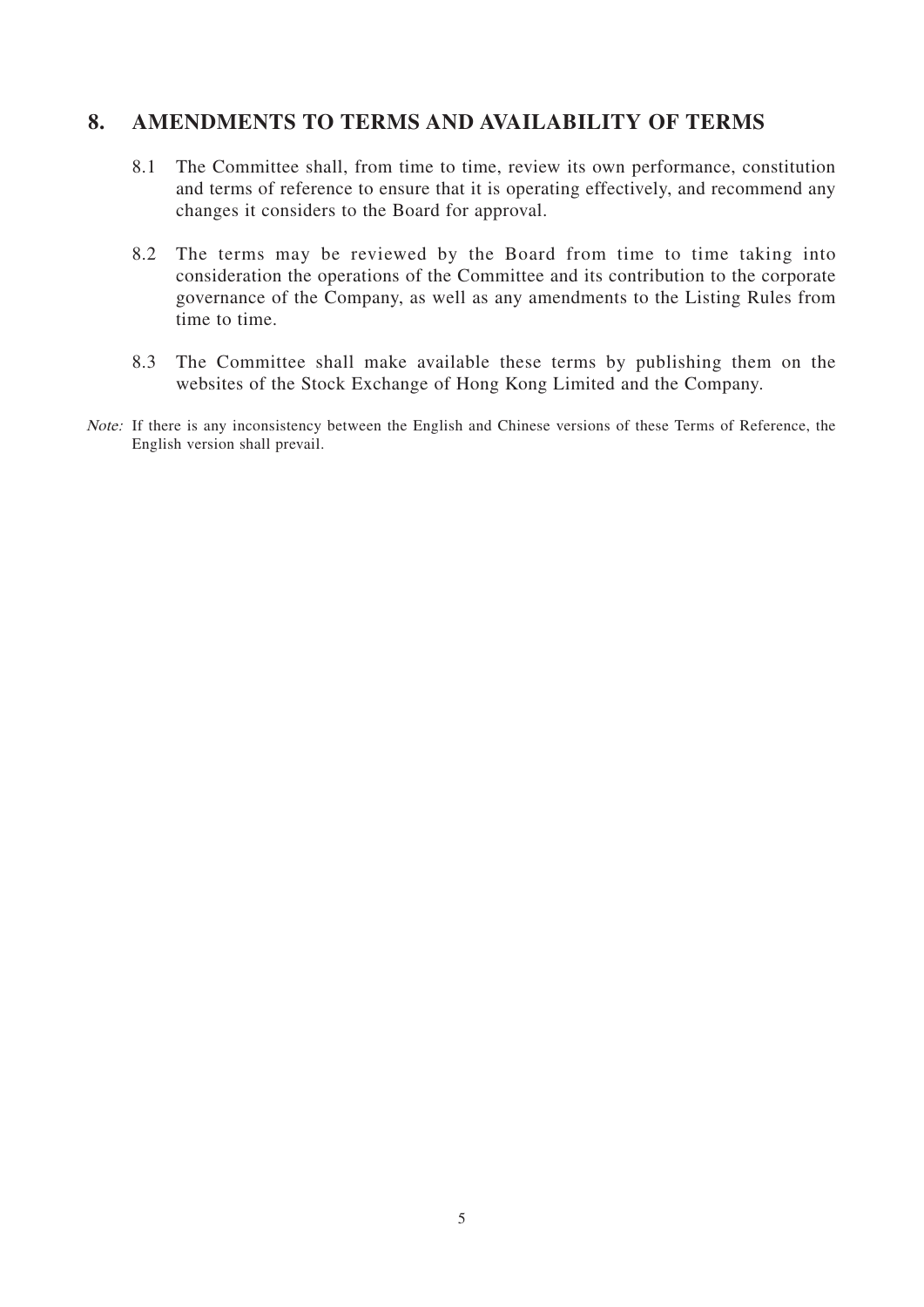## 8. AMENDMENTS TO TERMS AND AVAILABILITY OF TERMS

8.1 The Committee shall, from time to time, review its own performance, constitution and terms of reference to ensure that it is operating effectively, and recommend any changes it considers to the Board for approval.

8.2 The terms may be reviewed by the Board from time to time taking into consideration the operations of the Committee and its contribution to the corporate governance of the Company, as well as any amendments to the Listing Rules from time to time.

8.3 The Committee shall make available these terms by publishing them on the websites of the Stock Exchange of Hong Kong Limited and the Company.

*Note:* If there is any inconsistency between the English and Chinese versions of these Terms of Reference, the English version shall prevail.